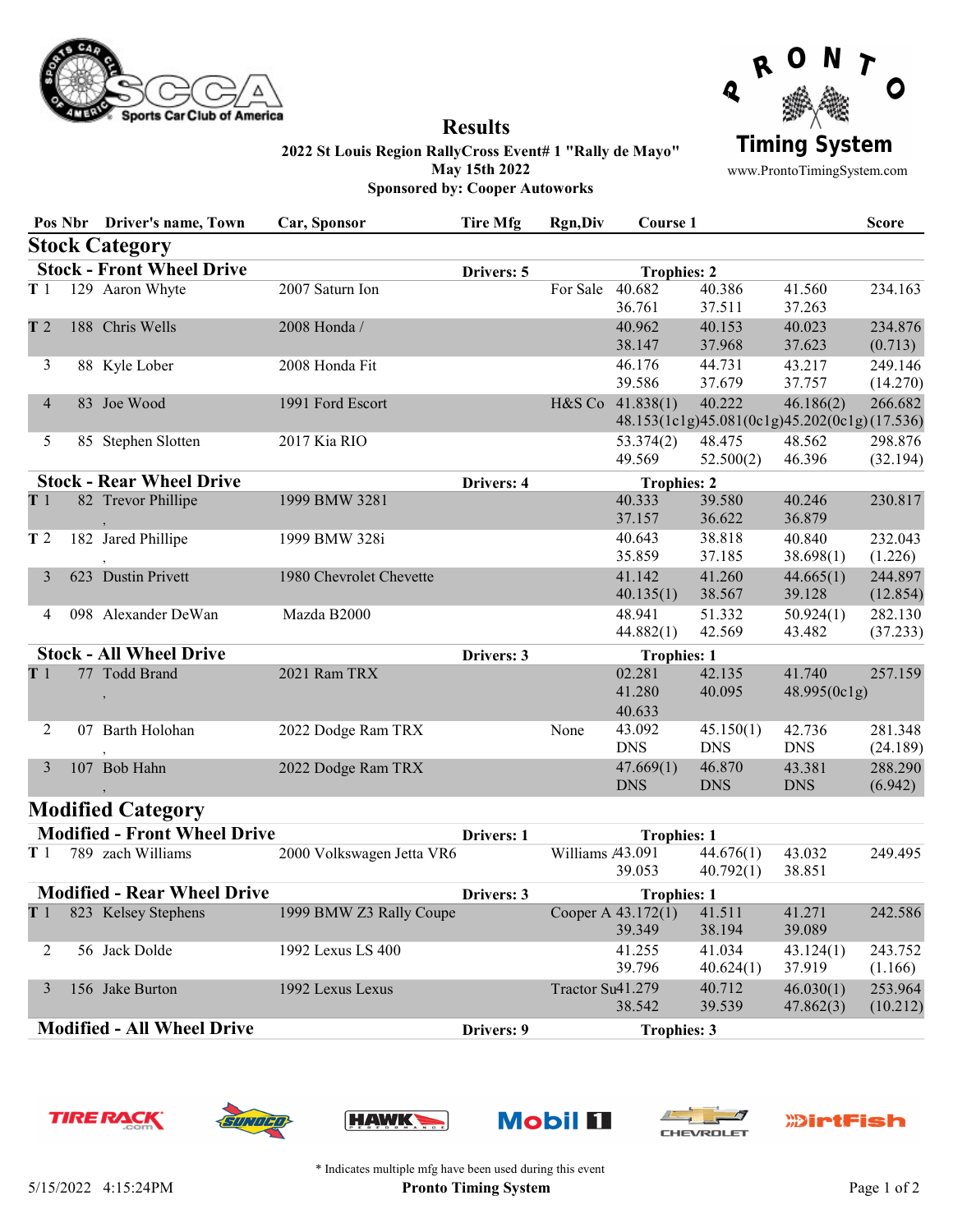# Results

**2022 St Louis Region RallyCross Event# 1 "Rally de Mayo"**
**May 15th 2022**
**Sponsored by: Cooper Autoworks**

| Pos | Nbr | Driver's name, Town | Car, Sponsor | Tire Mfg | Rgn,Div | Course 1 | | | Score |
|---|---|---|---|---|---|---|---|---|---|
| **Stock Category** | | | | | | | | | |
| **Stock - Front Wheel Drive** | | | | **Drivers: 5** | | **Trophies: 2** | | | |
| T 1 | 129 | Aaron Whyte | 2007 Saturn Ion | | For Sale | 40.682 | 40.386 | 41.560 | 234.163 |
| | | | | | | 36.761 | 37.511 | 37.263 | |
| T 2 | 188 | Chris Wells | 2008 Honda / | | | 40.962 | 40.153 | 40.023 | 234.876 |
| | | | | | | 38.147 | 37.968 | 37.623 | (0.713) |
| 3 | 88 | Kyle Lober | 2008 Honda Fit | | | 46.176 | 44.731 | 43.217 | 249.146 |
| | | | | | | 39.586 | 37.679 | 37.757 | (14.270) |
| 4 | 83 | Joe Wood | 1991 Ford Escort | | H&S Co | 41.838(1) | 40.222 | 46.186(2) | 266.682 |
| | | | | | | 48.153(1c1g) | 45.081(0c1g) | 45.202(0c1g) | (17.536) |
| 5 | 85 | Stephen Slotten | 2017 Kia RIO | | | 53.374(2) | 48.475 | 48.562 | 298.876 |
| | | | | | | 49.569 | 52.500(2) | 46.396 | (32.194) |
| **Stock - Rear Wheel Drive** | | | | **Drivers: 4** | | **Trophies: 2** | | | |
| T 1 | 82 | Trevor Phillipe , | 1999 BMW 3281 | | | 40.333 | 39.580 | 40.246 | 230.817 |
| | | | | | | 37.157 | 36.622 | 36.879 | |
| T 2 | 182 | Jared Phillipe , | 1999 BMW 328i | | | 40.643 | 38.818 | 40.840 | 232.043 |
| | | | | | | 35.859 | 37.185 | 38.698(1) | (1.226) |
| 3 | 623 | Dustin Privett | 1980 Chevrolet Chevette | | | 41.142 | 41.260 | 44.665(1) | 244.897 |
| | | | | | | 40.135(1) | 38.567 | 39.128 | (12.854) |
| 4 | 098 | Alexander DeWan | Mazda B2000 | | | 48.941 | 51.332 | 50.924(1) | 282.130 |
| | | | | | | 44.882(1) | 42.569 | 43.482 | (37.233) |
| **Stock - All Wheel Drive** | | | | **Drivers: 3** | | **Trophies: 1** | | | |
| T 1 | 77 | Todd Brand , | 2021 Ram TRX | | | 02.281 | 42.135 | 41.740 | 257.159 |
| | | | | | | 41.280 | 40.095 | 48.995(0c1g) | |
| | | | | | | 40.633 | | | |
| 2 | 07 | Barth Holohan , | 2022 Dodge Ram TRX | | None | 43.092 | 45.150(1) | 42.736 | 281.348 |
| | | | | | | DNS | DNS | DNS | (24.189) |
| 3 | 107 | Bob Hahn , | 2022 Dodge Ram TRX | | | 47.669(1) | 46.870 | 43.381 | 288.290 |
| | | | | | | DNS | DNS | DNS | (6.942) |
| **Modified Category** | | | | | | | | | |
| **Modified - Front Wheel Drive** | | | | **Drivers: 1** | | **Trophies: 1** | | | |
| T 1 | 789 | zach Williams | 2000 Volkswagen Jetta VR6 | | Williams / | 43.091 | 44.676(1) | 43.032 | 249.495 |
| | | | | | | 39.053 | 40.792(1) | 38.851 | |
| **Modified - Rear Wheel Drive** | | | | **Drivers: 3** | | **Trophies: 1** | | | |
| T 1 | 823 | Kelsey Stephens | 1999 BMW Z3 Rally Coupe | | Cooper A | 43.172(1) | 41.511 | 41.271 | 242.586 |
| | | | | | | 39.349 | 38.194 | 39.089 | |
| 2 | 56 | Jack Dolde | 1992 Lexus LS 400 | | | 41.255 | 41.034 | 43.124(1) | 243.752 |
| | | | | | | 39.796 | 40.624(1) | 37.919 | (1.166) |
| 3 | 156 | Jake Burton | 1992 Lexus Lexus | | Tractor Su | 41.279 | 40.712 | 46.030(1) | 253.964 |
| | | | | | | 38.542 | 39.539 | 47.862(3) | (10.212) |
| **Modified - All Wheel Drive** | | | | **Drivers: 9** | | **Trophies: 3** | | | |

\* Indicates multiple mfg have been used during this event

5/15/2022 4:15:24PM

Pronto Timing System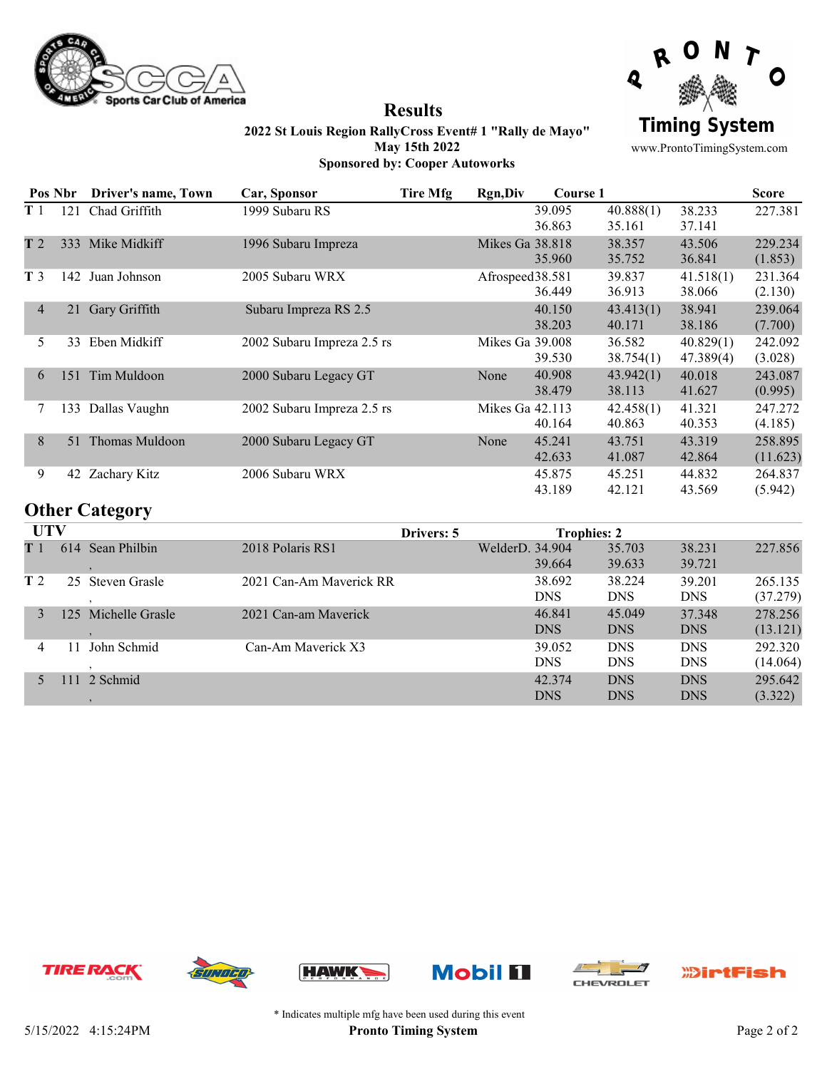# Results

**2022 St Louis Region RallyCross Event# 1 "Rally de Mayo"**
**May 15th 2022**
**Sponsored by: Cooper Autoworks**

| Pos | Nbr | Driver's name, Town | Car, Sponsor | Tire Mfg | Rgn,Div | Course 1 | | | Score |
|---|---|---|---|---|---|---|---|---|---|
| T 1 | 121 | Chad Griffith | 1999 Subaru RS | | | 39.095 | 40.888(1) | 38.233 | 227.381 |
| | | | | | | 36.863 | 35.161 | 37.141 | |
| T 2 | 333 | Mike Midkiff | 1996 Subaru Impreza | | Mikes Ga | 38.818 | 38.357 | 43.506 | 229.234 |
| | | | | | | 35.960 | 35.752 | 36.841 | (1.853) |
| T 3 | 142 | Juan Johnson | 2005 Subaru WRX | | Afrospeed | 38.581 | 39.837 | 41.518(1) | 231.364 |
| | | | | | | 36.449 | 36.913 | 38.066 | (2.130) |
| 4 | 21 | Gary Griffith | Subaru Impreza RS 2.5 | | | 40.150 | 43.413(1) | 38.941 | 239.064 |
| | | | | | | 38.203 | 40.171 | 38.186 | (7.700) |
| 5 | 33 | Eben Midkiff | 2002 Subaru Impreza 2.5 rs | | Mikes Ga | 39.008 | 36.582 | 40.829(1) | 242.092 |
| | | | | | | 39.530 | 38.754(1) | 47.389(4) | (3.028) |
| 6 | 151 | Tim Muldoon | 2000 Subaru Legacy GT | | None | 40.908 | 43.942(1) | 40.018 | 243.087 |
| | | | | | | 38.479 | 38.113 | 41.627 | (0.995) |
| 7 | 133 | Dallas Vaughn | 2002 Subaru Impreza 2.5 rs | | Mikes Ga | 42.113 | 42.458(1) | 41.321 | 247.272 |
| | | | | | | 40.164 | 40.863 | 40.353 | (4.185) |
| 8 | 51 | Thomas Muldoon | 2000 Subaru Legacy GT | | None | 45.241 | 43.751 | 43.319 | 258.895 |
| | | | | | | 42.633 | 41.087 | 42.864 | (11.623) |
| 9 | 42 | Zachary Kitz | 2006 Subaru WRX | | | 45.875 | 45.251 | 44.832 | 264.837 |
| | | | | | | 43.189 | 42.121 | 43.569 | (5.942) |

## Other Category

**UTV** — Drivers: 5 — Trophies: 2

| Pos | Nbr | Driver's name, Town | Car, Sponsor | Tire Mfg | Rgn,Div | Course 1 | | | Score |
|---|---|---|---|---|---|---|---|---|---|
| T 1 | 614 | Sean Philbin | 2018 Polaris RS1 | | WelderD. | 34.904 | 35.703 | 38.231 | 227.856 |
| | | , | | | | 39.664 | 39.633 | 39.721 | |
| T 2 | 25 | Steven Grasle | 2021 Can-Am Maverick RR | | | 38.692 | 38.224 | 39.201 | 265.135 |
| | | , | | | | DNS | DNS | DNS | (37.279) |
| 3 | 125 | Michelle Grasle | 2021 Can-am Maverick | | | 46.841 | 45.049 | 37.348 | 278.256 |
| | | , | | | | DNS | DNS | DNS | (13.121) |
| 4 | 11 | John Schmid | Can-Am Maverick X3 | | | 39.052 | DNS | DNS | 292.320 |
| | | , | | | | DNS | DNS | DNS | (14.064) |
| 5 | 111 | 2 Schmid | | | | 42.374 | DNS | DNS | 295.642 |
| | | , | | | | DNS | DNS | DNS | (3.322) |

\* Indicates multiple mfg have been used during this event

5/15/2022 4:15:24PM — Pronto Timing System